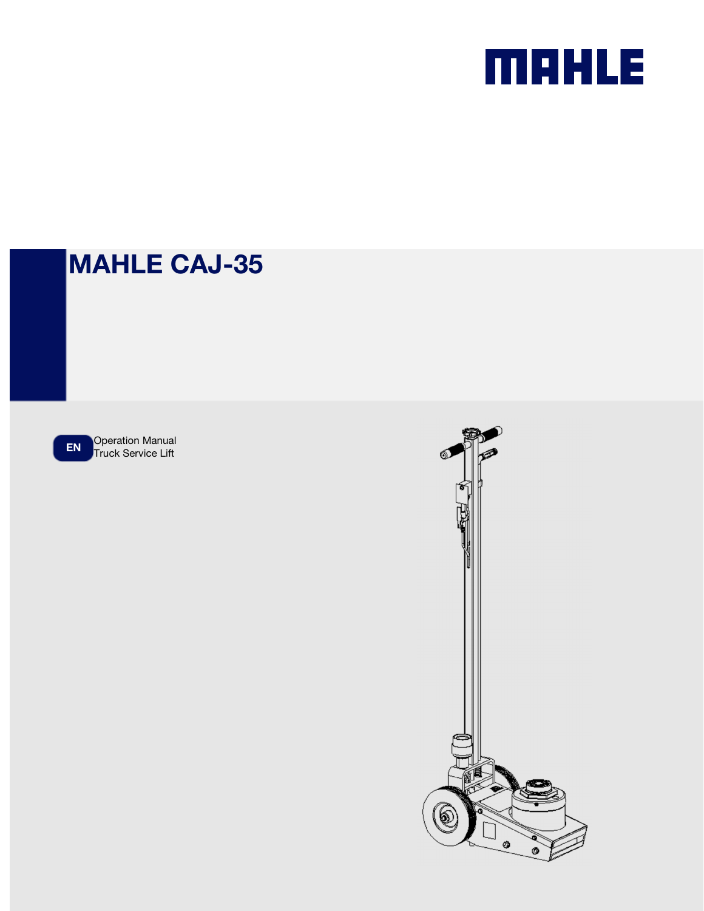MAHLE

# MAHLE CAJ-35

EN

Operation Manual
Truck Service Lift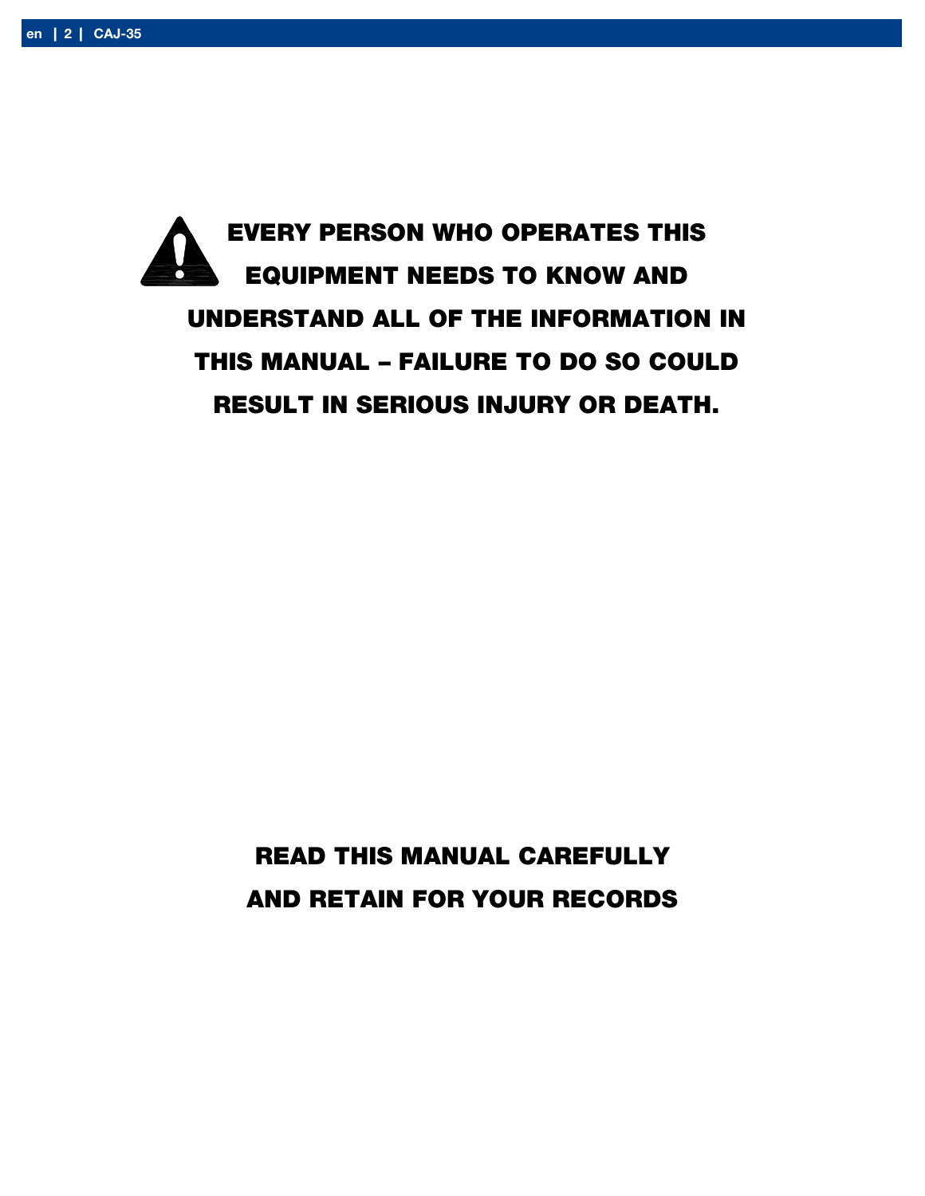**EVERY PERSON WHO OPERATES THIS EQUIPMENT NEEDS TO KNOW AND UNDERSTAND ALL OF THE INFORMATION IN THIS MANUAL – FAILURE TO DO SO COULD RESULT IN SERIOUS INJURY OR DEATH.**

**READ THIS MANUAL CAREFULLY AND RETAIN FOR YOUR RECORDS**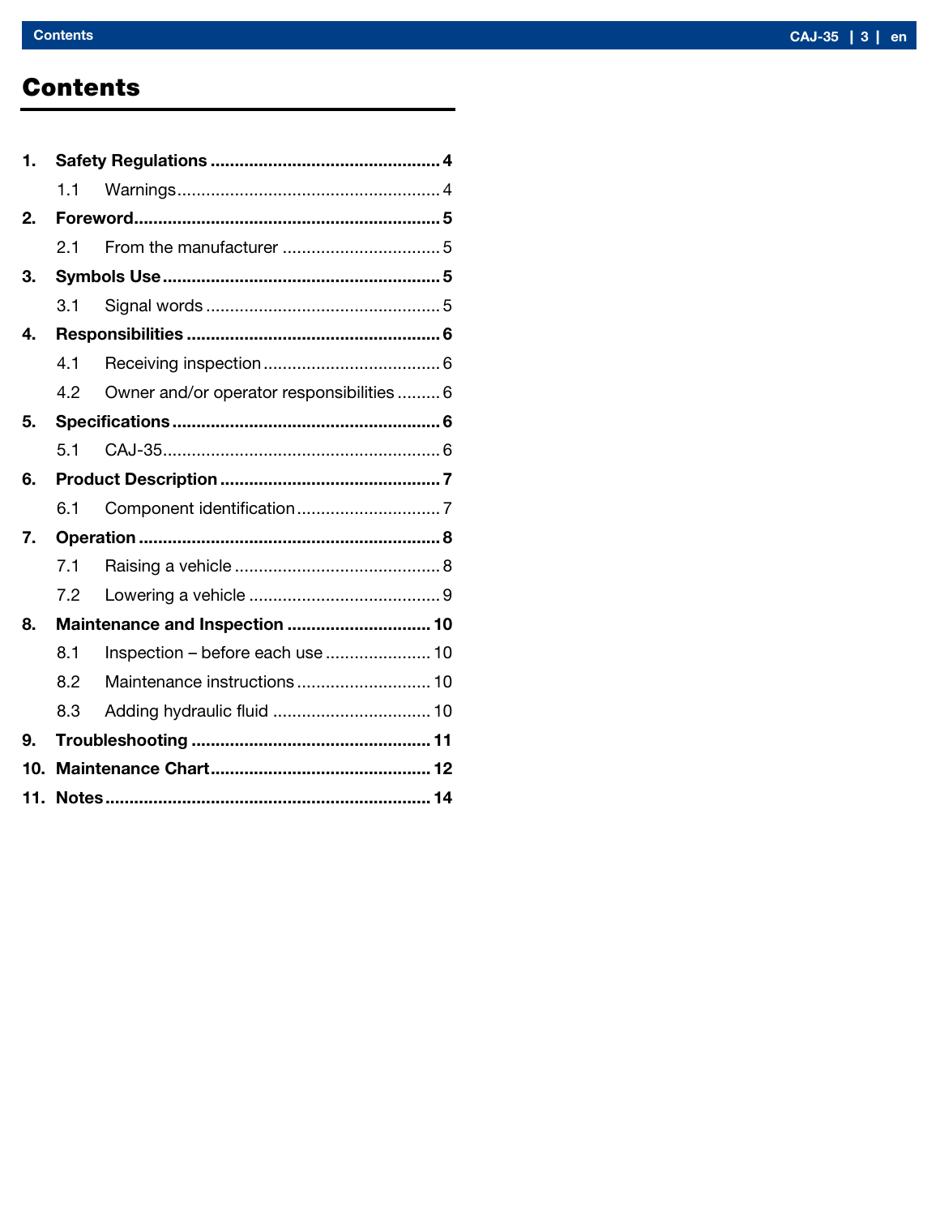# Contents

1. **Safety Regulations** ... **4**
   - 1.1 Warnings ... 4
2. **Foreword** ... **5**
   - 2.1 From the manufacturer ... 5
3. **Symbols Use** ... **5**
   - 3.1 Signal words ... 5
4. **Responsibilities** ... **6**
   - 4.1 Receiving inspection ... 6
   - 4.2 Owner and/or operator responsibilities ... 6
5. **Specifications** ... **6**
   - 5.1 CAJ-35 ... 6
6. **Product Description** ... **7**
   - 6.1 Component identification ... 7
7. **Operation** ... **8**
   - 7.1 Raising a vehicle ... 8
   - 7.2 Lowering a vehicle ... 9
8. **Maintenance and Inspection** ... **10**
   - 8.1 Inspection – before each use ... 10
   - 8.2 Maintenance instructions ... 10
   - 8.3 Adding hydraulic fluid ... 10
9. **Troubleshooting** ... **11**
10. **Maintenance Chart** ... **12**
11. **Notes** ... **14**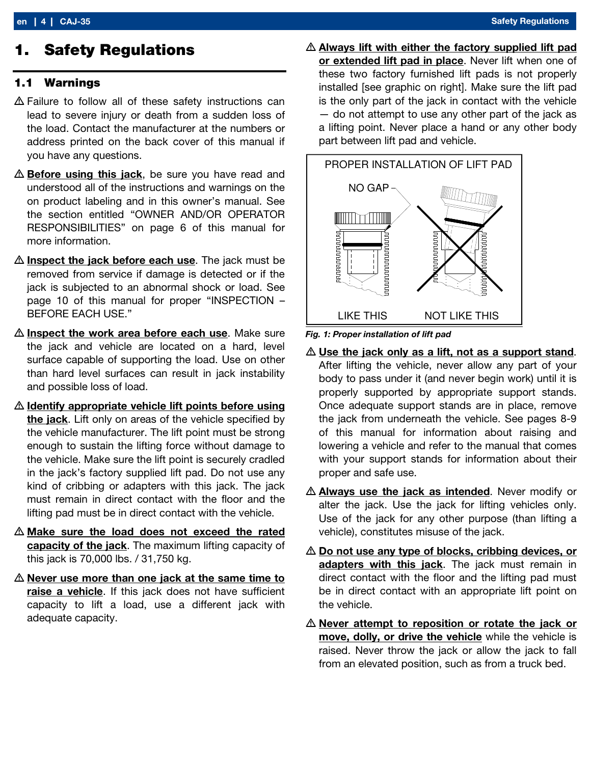# 1. Safety Regulations

## 1.1 Warnings

⚠ Failure to follow all of these safety instructions can lead to severe injury or death from a sudden loss of the load. Contact the manufacturer at the numbers or address printed on the back cover of this manual if you have any questions.

⚠ **Before using this jack**, be sure you have read and understood all of the instructions and warnings on the on product labeling and in this owner's manual. See the section entitled "OWNER AND/OR OPERATOR RESPONSIBILITIES" on page 6 of this manual for more information.

⚠ **Inspect the jack before each use**. The jack must be removed from service if damage is detected or if the jack is subjected to an abnormal shock or load. See page 10 of this manual for proper "INSPECTION – BEFORE EACH USE."

⚠ **Inspect the work area before each use**. Make sure the jack and vehicle are located on a hard, level surface capable of supporting the load. Use on other than hard level surfaces can result in jack instability and possible loss of load.

⚠ **Identify appropriate vehicle lift points before using the jack**. Lift only on areas of the vehicle specified by the vehicle manufacturer. The lift point must be strong enough to sustain the lifting force without damage to the vehicle. Make sure the lift point is securely cradled in the jack's factory supplied lift pad. Do not use any kind of cribbing or adapters with this jack. The jack must remain in direct contact with the floor and the lifting pad must be in direct contact with the vehicle.

⚠ **Make sure the load does not exceed the rated capacity of the jack**. The maximum lifting capacity of this jack is 70,000 lbs. / 31,750 kg.

⚠ **Never use more than one jack at the same time to raise a vehicle**. If this jack does not have sufficient capacity to lift a load, use a different jack with adequate capacity.

⚠ **Always lift with either the factory supplied lift pad or extended lift pad in place**. Never lift when one of these two factory furnished lift pads is not properly installed [see graphic on right]. Make sure the lift pad is the only part of the jack in contact with the vehicle — do not attempt to use any other part of the jack as a lifting point. Never place a hand or any other body part between lift pad and vehicle.

PROPER INSTALLATION OF LIFT PAD

NO GAP

LIKE THIS — NOT LIKE THIS

*Fig. 1: Proper installation of lift pad*

⚠ **Use the jack only as a lift, not as a support stand**. After lifting the vehicle, never allow any part of your body to pass under it (and never begin work) until it is properly supported by appropriate support stands. Once adequate support stands are in place, remove the jack from underneath the vehicle. See pages 8-9 of this manual for information about raising and lowering a vehicle and refer to the manual that comes with your support stands for information about their proper and safe use.

⚠ **Always use the jack as intended**. Never modify or alter the jack. Use the jack for lifting vehicles only. Use of the jack for any other purpose (than lifting a vehicle), constitutes misuse of the jack.

⚠ **Do not use any type of blocks, cribbing devices, or adapters with this jack**. The jack must remain in direct contact with the floor and the lifting pad must be in direct contact with an appropriate lift point on the vehicle.

⚠ **Never attempt to reposition or rotate the jack or move, dolly, or drive the vehicle** while the vehicle is raised. Never throw the jack or allow the jack to fall from an elevated position, such as from a truck bed.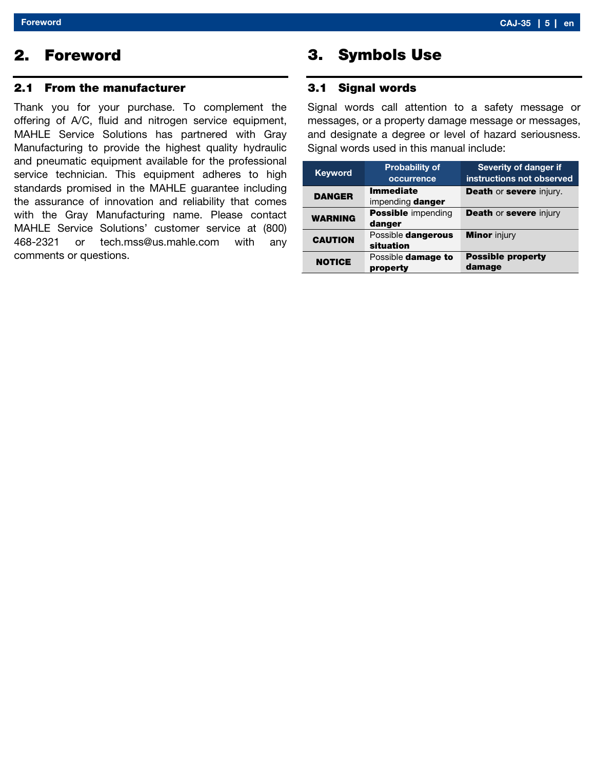# 2. Foreword

## 2.1 From the manufacturer

Thank you for your purchase. To complement the offering of A/C, fluid and nitrogen service equipment, MAHLE Service Solutions has partnered with Gray Manufacturing to provide the highest quality hydraulic and pneumatic equipment available for the professional service technician. This equipment adheres to high standards promised in the MAHLE guarantee including the assurance of innovation and reliability that comes with the Gray Manufacturing name. Please contact MAHLE Service Solutions' customer service at (800) 468-2321 or tech.mss@us.mahle.com with any comments or questions.

# 3. Symbols Use

## 3.1 Signal words

Signal words call attention to a safety message or messages, or a property damage message or messages, and designate a degree or level of hazard seriousness. Signal words used in this manual include:

| Keyword | Probability of occurrence | Severity of danger if instructions not observed |
|---|---|---|
| **DANGER** | **Immediate** impending **danger** | **Death** or **severe** injury. |
| **WARNING** | **Possible** impending **danger** | **Death** or **severe** injury |
| **CAUTION** | Possible **dangerous situation** | **Minor** injury |
| **NOTICE** | Possible **damage to property** | **Possible property damage** |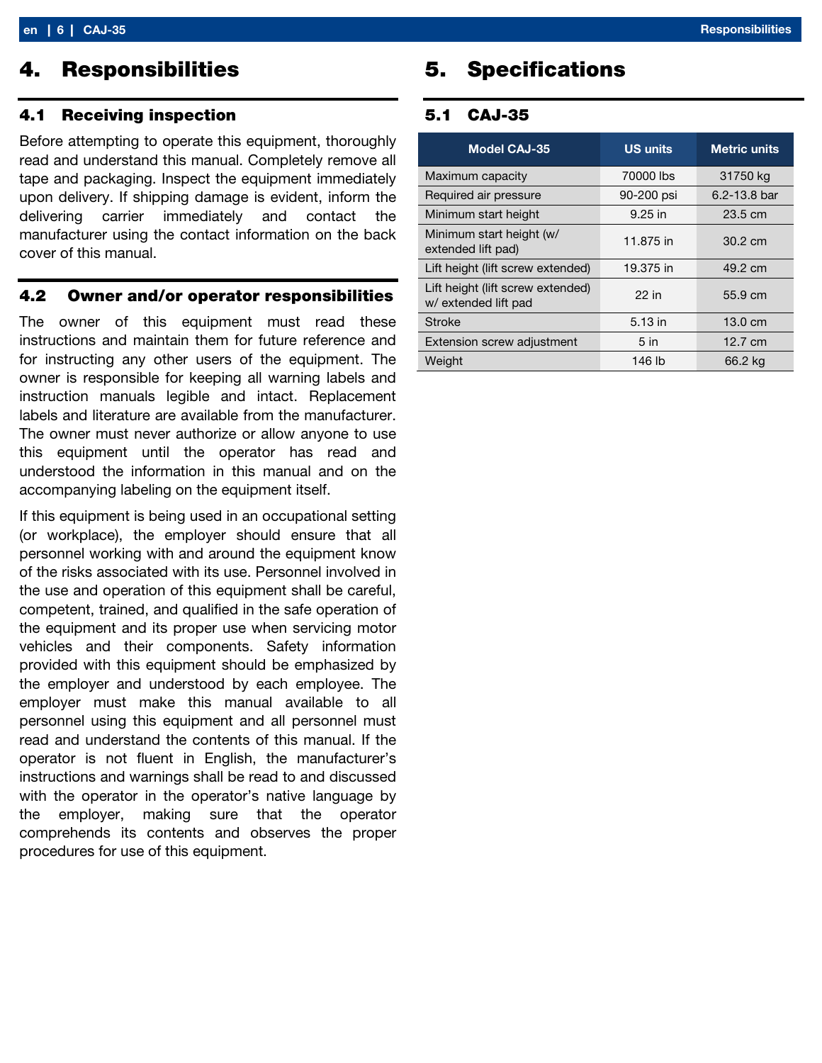# 4. Responsibilities

## 4.1 Receiving inspection

Before attempting to operate this equipment, thoroughly read and understand this manual. Completely remove all tape and packaging. Inspect the equipment immediately upon delivery. If shipping damage is evident, inform the delivering carrier immediately and contact the manufacturer using the contact information on the back cover of this manual.

## 4.2 Owner and/or operator responsibilities

The owner of this equipment must read these instructions and maintain them for future reference and for instructing any other users of the equipment. The owner is responsible for keeping all warning labels and instruction manuals legible and intact. Replacement labels and literature are available from the manufacturer. The owner must never authorize or allow anyone to use this equipment until the operator has read and understood the information in this manual and on the accompanying labeling on the equipment itself.

If this equipment is being used in an occupational setting (or workplace), the employer should ensure that all personnel working with and around the equipment know of the risks associated with its use. Personnel involved in the use and operation of this equipment shall be careful, competent, trained, and qualified in the safe operation of the equipment and its proper use when servicing motor vehicles and their components. Safety information provided with this equipment should be emphasized by the employer and understood by each employee. The employer must make this manual available to all personnel using this equipment and all personnel must read and understand the contents of this manual. If the operator is not fluent in English, the manufacturer's instructions and warnings shall be read to and discussed with the operator in the operator's native language by the employer, making sure that the operator comprehends its contents and observes the proper procedures for use of this equipment.

# 5. Specifications

## 5.1 CAJ-35

| Model CAJ-35 | US units | Metric units |
|---|---|---|
| Maximum capacity | 70000 lbs | 31750 kg |
| Required air pressure | 90-200 psi | 6.2-13.8 bar |
| Minimum start height | 9.25 in | 23.5 cm |
| Minimum start height (w/ extended lift pad) | 11.875 in | 30.2 cm |
| Lift height (lift screw extended) | 19.375 in | 49.2 cm |
| Lift height (lift screw extended) w/ extended lift pad | 22 in | 55.9 cm |
| Stroke | 5.13 in | 13.0 cm |
| Extension screw adjustment | 5 in | 12.7 cm |
| Weight | 146 lb | 66.2 kg |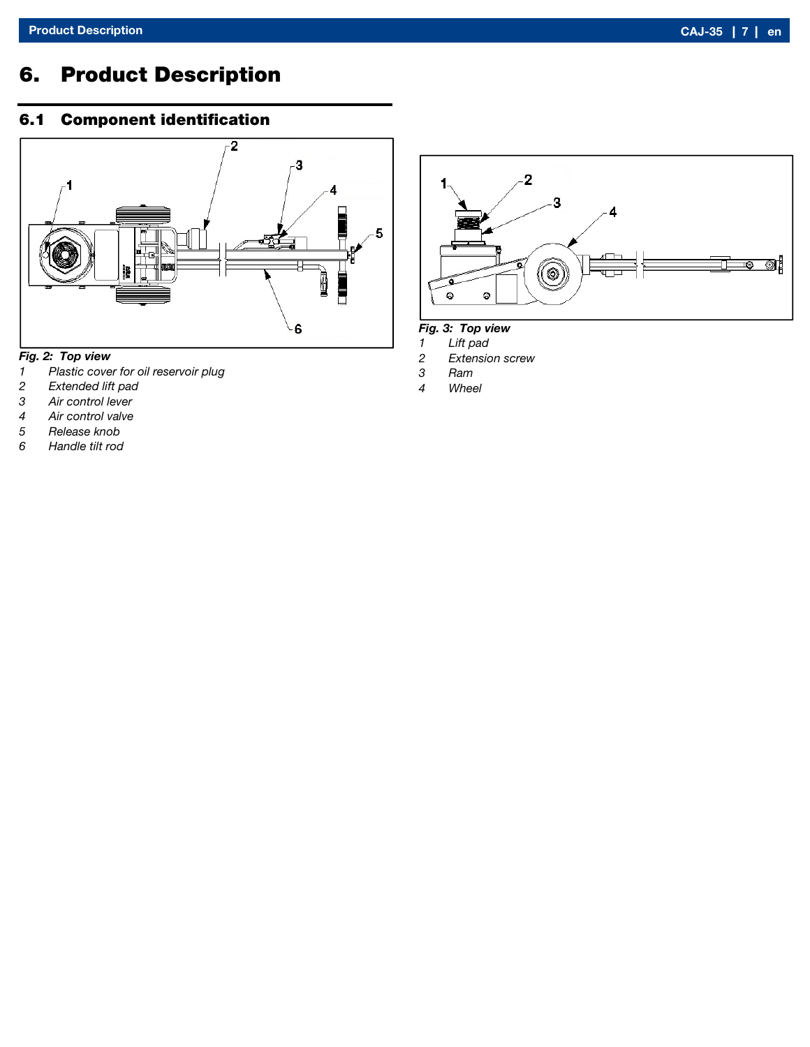# 6. Product Description

## 6.1 Component identification

*Fig. 2: Top view*

1. *Plastic cover for oil reservoir plug*
2. *Extended lift pad*
3. *Air control lever*
4. *Air control valve*
5. *Release knob*
6. *Handle tilt rod*

*Fig. 3: Top view*

1. *Lift pad*
2. *Extension screw*
3. *Ram*
4. *Wheel*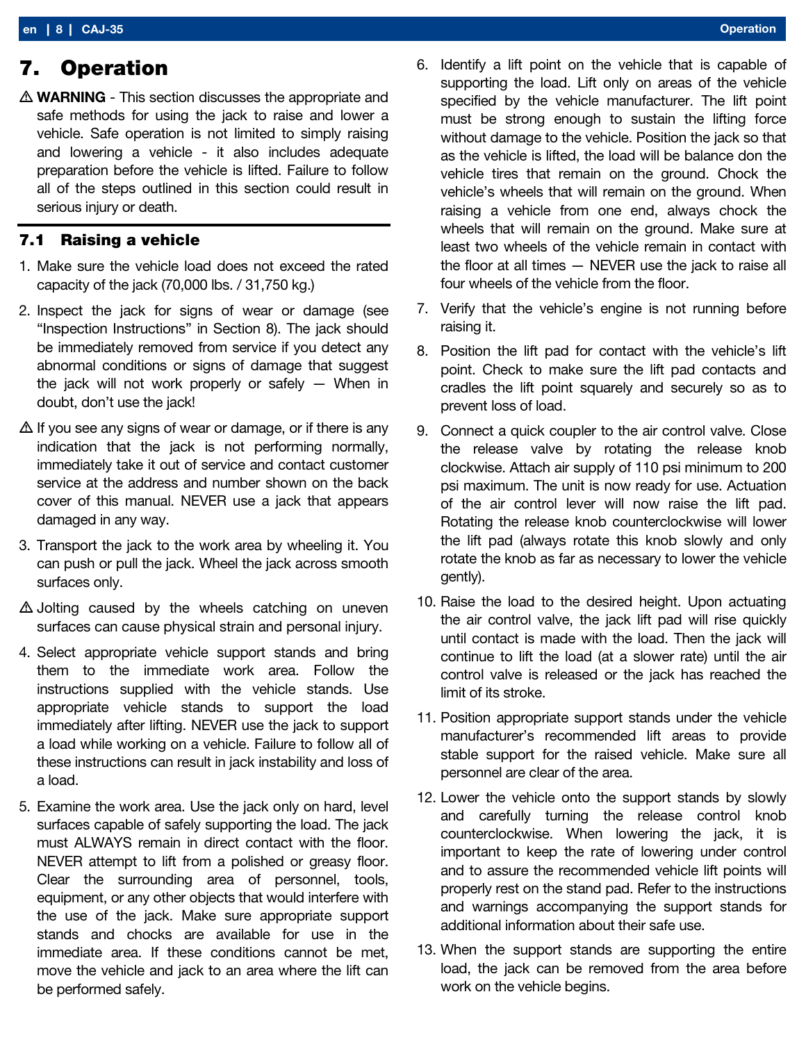# 7. Operation

⚠ **WARNING** - This section discusses the appropriate and safe methods for using the jack to raise and lower a vehicle. Safe operation is not limited to simply raising and lowering a vehicle - it also includes adequate preparation before the vehicle is lifted. Failure to follow all of the steps outlined in this section could result in serious injury or death.

## 7.1 Raising a vehicle

1. Make sure the vehicle load does not exceed the rated capacity of the jack (70,000 lbs. / 31,750 kg.)

2. Inspect the jack for signs of wear or damage (see "Inspection Instructions" in Section 8). The jack should be immediately removed from service if you detect any abnormal conditions or signs of damage that suggest the jack will not work properly or safely — When in doubt, don't use the jack!

⚠ If you see any signs of wear or damage, or if there is any indication that the jack is not performing normally, immediately take it out of service and contact customer service at the address and number shown on the back cover of this manual. NEVER use a jack that appears damaged in any way.

3. Transport the jack to the work area by wheeling it. You can push or pull the jack. Wheel the jack across smooth surfaces only.

⚠ Jolting caused by the wheels catching on uneven surfaces can cause physical strain and personal injury.

4. Select appropriate vehicle support stands and bring them to the immediate work area. Follow the instructions supplied with the vehicle stands. Use appropriate vehicle stands to support the load immediately after lifting. NEVER use the jack to support a load while working on a vehicle. Failure to follow all of these instructions can result in jack instability and loss of a load.

5. Examine the work area. Use the jack only on hard, level surfaces capable of safely supporting the load. The jack must ALWAYS remain in direct contact with the floor. NEVER attempt to lift from a polished or greasy floor. Clear the surrounding area of personnel, tools, equipment, or any other objects that would interfere with the use of the jack. Make sure appropriate support stands and chocks are available for use in the immediate area. If these conditions cannot be met, move the vehicle and jack to an area where the lift can be performed safely.

6. Identify a lift point on the vehicle that is capable of supporting the load. Lift only on areas of the vehicle specified by the vehicle manufacturer. The lift point must be strong enough to sustain the lifting force without damage to the vehicle. Position the jack so that as the vehicle is lifted, the load will be balance don the vehicle tires that remain on the ground. Chock the vehicle's wheels that will remain on the ground. When raising a vehicle from one end, always chock the wheels that will remain on the ground. Make sure at least two wheels of the vehicle remain in contact with the floor at all times — NEVER use the jack to raise all four wheels of the vehicle from the floor.

7. Verify that the vehicle's engine is not running before raising it.

8. Position the lift pad for contact with the vehicle's lift point. Check to make sure the lift pad contacts and cradles the lift point squarely and securely so as to prevent loss of load.

9. Connect a quick coupler to the air control valve. Close the release valve by rotating the release knob clockwise. Attach air supply of 110 psi minimum to 200 psi maximum. The unit is now ready for use. Actuation of the air control lever will now raise the lift pad. Rotating the release knob counterclockwise will lower the lift pad (always rotate this knob slowly and only rotate the knob as far as necessary to lower the vehicle gently).

10. Raise the load to the desired height. Upon actuating the air control valve, the jack lift pad will rise quickly until contact is made with the load. Then the jack will continue to lift the load (at a slower rate) until the air control valve is released or the jack has reached the limit of its stroke.

11. Position appropriate support stands under the vehicle manufacturer's recommended lift areas to provide stable support for the raised vehicle. Make sure all personnel are clear of the area.

12. Lower the vehicle onto the support stands by slowly and carefully turning the release control knob counterclockwise. When lowering the jack, it is important to keep the rate of lowering under control and to assure the recommended vehicle lift points will properly rest on the stand pad. Refer to the instructions and warnings accompanying the support stands for additional information about their safe use.

13. When the support stands are supporting the entire load, the jack can be removed from the area before work on the vehicle begins.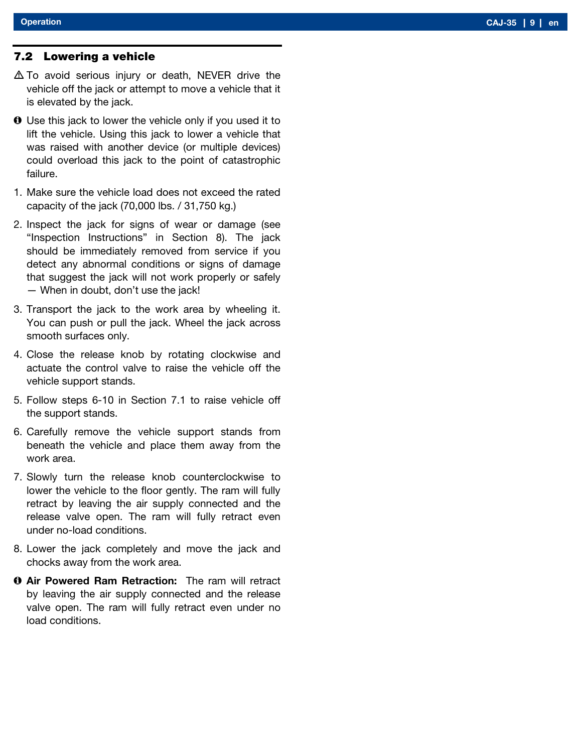## 7.2 Lowering a vehicle

⚠ To avoid serious injury or death, NEVER drive the vehicle off the jack or attempt to move a vehicle that it is elevated by the jack.

ℹ Use this jack to lower the vehicle only if you used it to lift the vehicle. Using this jack to lower a vehicle that was raised with another device (or multiple devices) could overload this jack to the point of catastrophic failure.

1. Make sure the vehicle load does not exceed the rated capacity of the jack (70,000 lbs. / 31,750 kg.)
2. Inspect the jack for signs of wear or damage (see "Inspection Instructions" in Section 8). The jack should be immediately removed from service if you detect any abnormal conditions or signs of damage that suggest the jack will not work properly or safely — When in doubt, don't use the jack!
3. Transport the jack to the work area by wheeling it. You can push or pull the jack. Wheel the jack across smooth surfaces only.
4. Close the release knob by rotating clockwise and actuate the control valve to raise the vehicle off the vehicle support stands.
5. Follow steps 6-10 in Section 7.1 to raise vehicle off the support stands.
6. Carefully remove the vehicle support stands from beneath the vehicle and place them away from the work area.
7. Slowly turn the release knob counterclockwise to lower the vehicle to the floor gently. The ram will fully retract by leaving the air supply connected and the release valve open. The ram will fully retract even under no-load conditions.
8. Lower the jack completely and move the jack and chocks away from the work area.

ℹ **Air Powered Ram Retraction:** The ram will retract by leaving the air supply connected and the release valve open. The ram will fully retract even under no load conditions.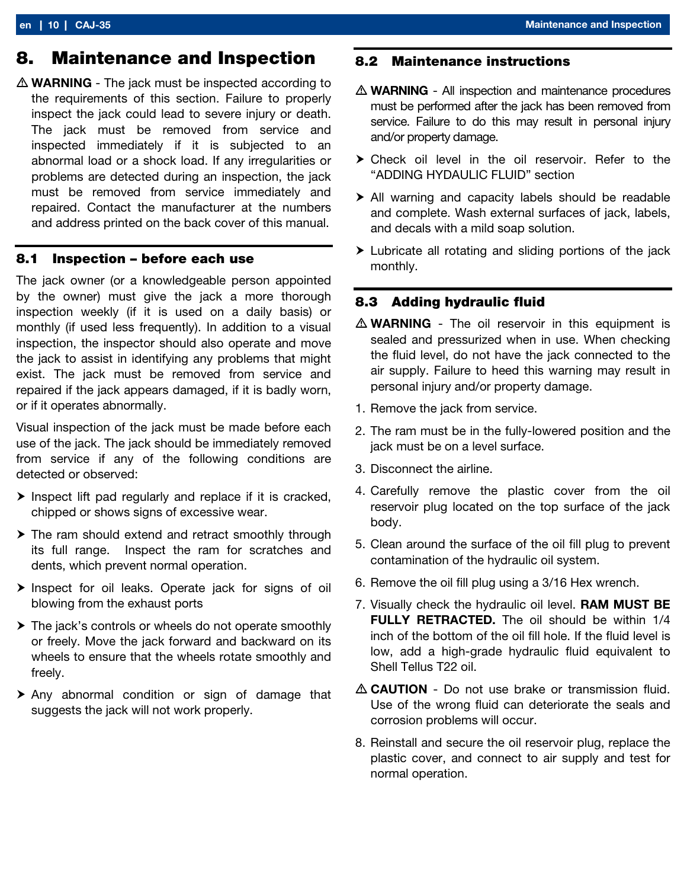# 8. Maintenance and Inspection

⚠ **WARNING** - The jack must be inspected according to the requirements of this section. Failure to properly inspect the jack could lead to severe injury or death. The jack must be removed from service and inspected immediately if it is subjected to an abnormal load or a shock load. If any irregularities or problems are detected during an inspection, the jack must be removed from service immediately and repaired. Contact the manufacturer at the numbers and address printed on the back cover of this manual.

## 8.1 Inspection – before each use

The jack owner (or a knowledgeable person appointed by the owner) must give the jack a more thorough inspection weekly (if it is used on a daily basis) or monthly (if used less frequently). In addition to a visual inspection, the inspector should also operate and move the jack to assist in identifying any problems that might exist. The jack must be removed from service and repaired if the jack appears damaged, if it is badly worn, or if it operates abnormally.

Visual inspection of the jack must be made before each use of the jack. The jack should be immediately removed from service if any of the following conditions are detected or observed:

- Inspect lift pad regularly and replace if it is cracked, chipped or shows signs of excessive wear.
- The ram should extend and retract smoothly through its full range. Inspect the ram for scratches and dents, which prevent normal operation.
- Inspect for oil leaks. Operate jack for signs of oil blowing from the exhaust ports
- The jack's controls or wheels do not operate smoothly or freely. Move the jack forward and backward on its wheels to ensure that the wheels rotate smoothly and freely.
- Any abnormal condition or sign of damage that suggests the jack will not work properly.

## 8.2 Maintenance instructions

⚠ **WARNING** - All inspection and maintenance procedures must be performed after the jack has been removed from service. Failure to do this may result in personal injury and/or property damage.

- Check oil level in the oil reservoir. Refer to the "ADDING HYDAULIC FLUID" section
- All warning and capacity labels should be readable and complete. Wash external surfaces of jack, labels, and decals with a mild soap solution.
- Lubricate all rotating and sliding portions of the jack monthly.

## 8.3 Adding hydraulic fluid

⚠ **WARNING** - The oil reservoir in this equipment is sealed and pressurized when in use. When checking the fluid level, do not have the jack connected to the air supply. Failure to heed this warning may result in personal injury and/or property damage.

1. Remove the jack from service.
2. The ram must be in the fully-lowered position and the jack must be on a level surface.
3. Disconnect the airline.
4. Carefully remove the plastic cover from the oil reservoir plug located on the top surface of the jack body.
5. Clean around the surface of the oil fill plug to prevent contamination of the hydraulic oil system.
6. Remove the oil fill plug using a 3/16 Hex wrench.
7. Visually check the hydraulic oil level. **RAM MUST BE FULLY RETRACTED.** The oil should be within 1/4 inch of the bottom of the oil fill hole. If the fluid level is low, add a high-grade hydraulic fluid equivalent to Shell Tellus T22 oil.

⚠ **CAUTION** - Do not use brake or transmission fluid. Use of the wrong fluid can deteriorate the seals and corrosion problems will occur.

8. Reinstall and secure the oil reservoir plug, replace the plastic cover, and connect to air supply and test for normal operation.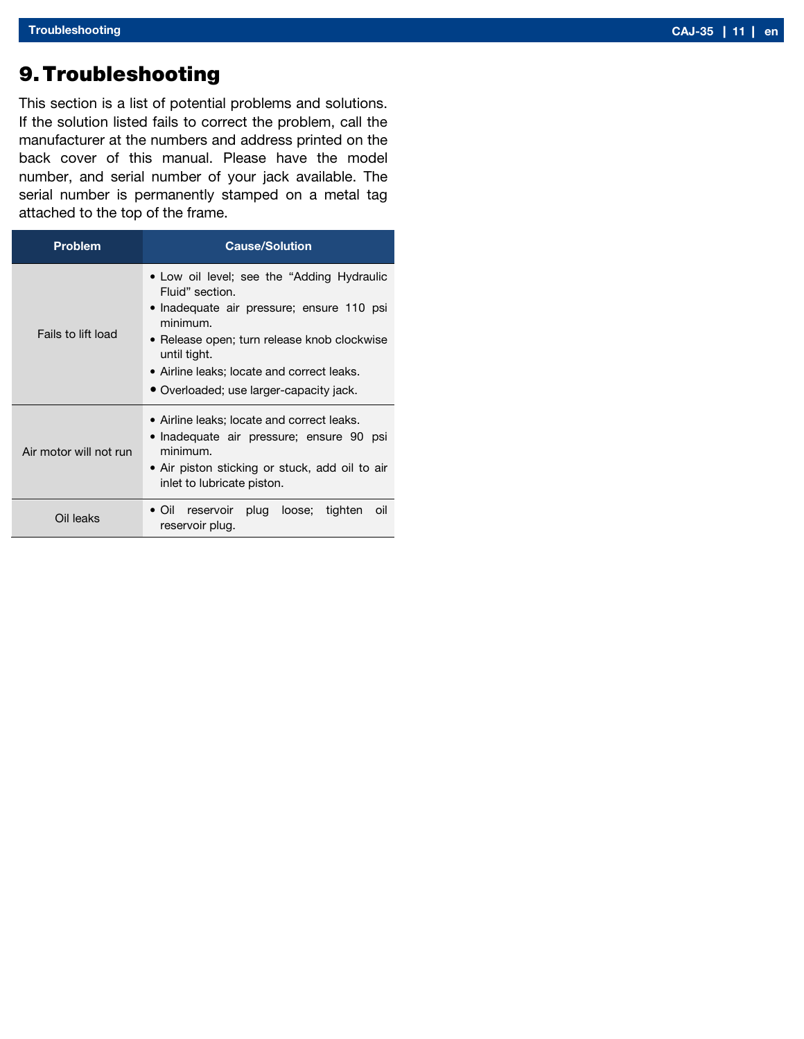# 9. Troubleshooting

This section is a list of potential problems and solutions. If the solution listed fails to correct the problem, call the manufacturer at the numbers and address printed on the back cover of this manual. Please have the model number, and serial number of your jack available. The serial number is permanently stamped on a metal tag attached to the top of the frame.

| Problem | Cause/Solution |
|---|---|
| Fails to lift load | • Low oil level; see the "Adding Hydraulic Fluid" section.<br>• Inadequate air pressure; ensure 110 psi minimum.<br>• Release open; turn release knob clockwise until tight.<br>• Airline leaks; locate and correct leaks.<br>• Overloaded; use larger-capacity jack. |
| Air motor will not run | • Airline leaks; locate and correct leaks.<br>• Inadequate air pressure; ensure 90 psi minimum.<br>• Air piston sticking or stuck, add oil to air inlet to lubricate piston. |
| Oil leaks | • Oil reservoir plug loose; tighten oil reservoir plug. |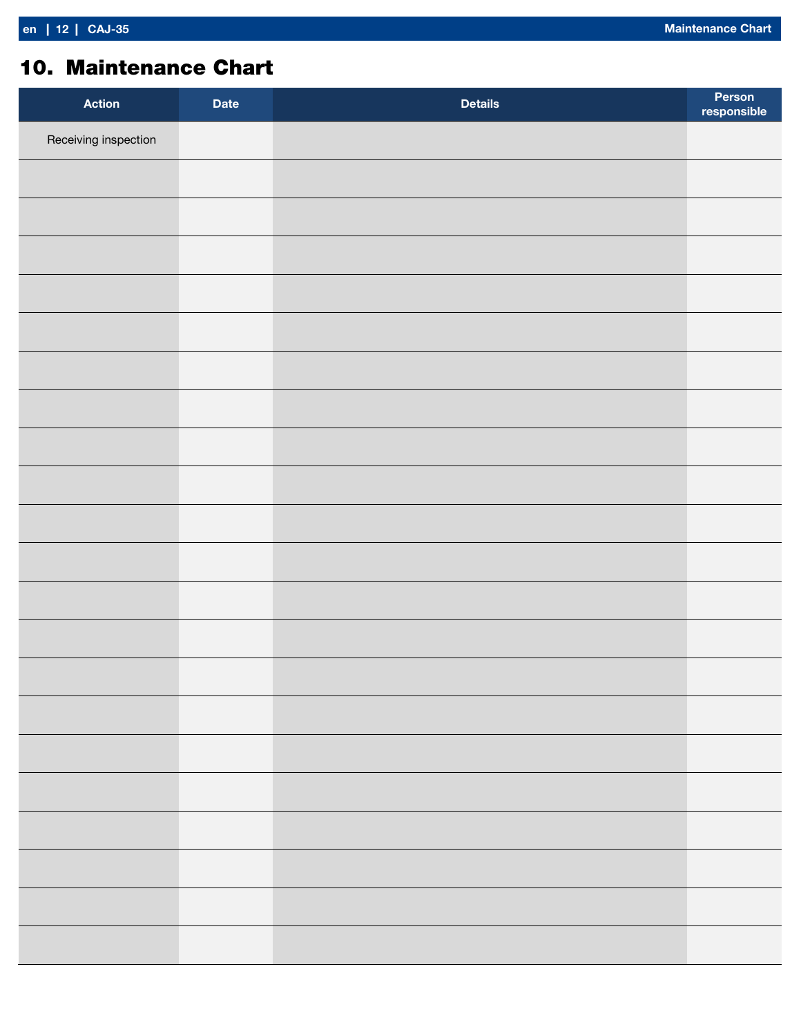# 10. Maintenance Chart

| Action | Date | Details | Person responsible |
|---|---|---|---|
| Receiving inspection | | | |
| | | | |
| | | | |
| | | | |
| | | | |
| | | | |
| | | | |
| | | | |
| | | | |
| | | | |
| | | | |
| | | | |
| | | | |
| | | | |
| | | | |
| | | | |
| | | | |
| | | | |
| | | | |
| | | | |
| | | | |
| | | | |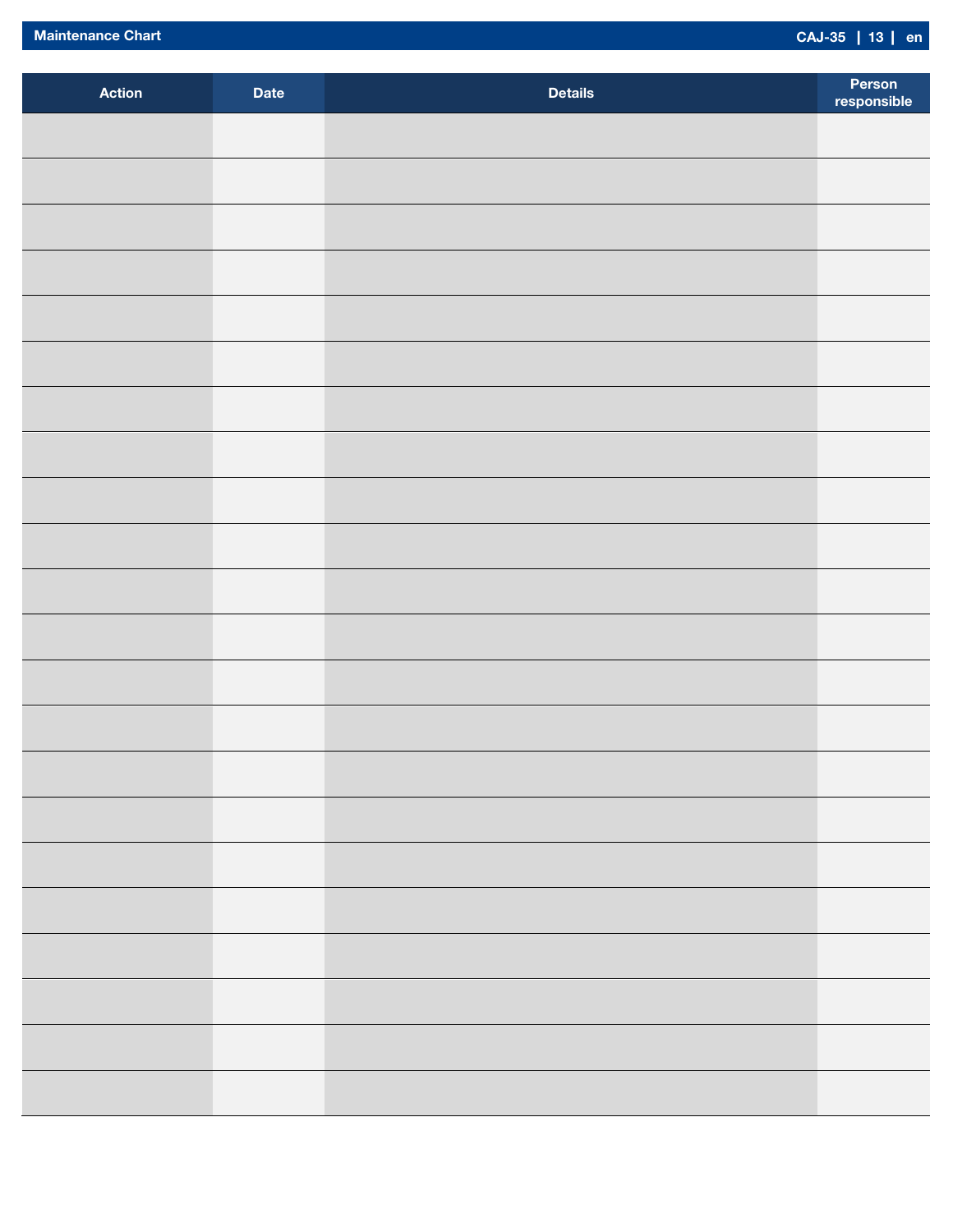## Maintenance Chart

| Action | Date | Details | Person responsible |
|---|---|---|---|
| | | | |
| | | | |
| | | | |
| | | | |
| | | | |
| | | | |
| | | | |
| | | | |
| | | | |
| | | | |
| | | | |
| | | | |
| | | | |
| | | | |
| | | | |
| | | | |
| | | | |
| | | | |
| | | | |
| | | | |
| | | | |
| | | | |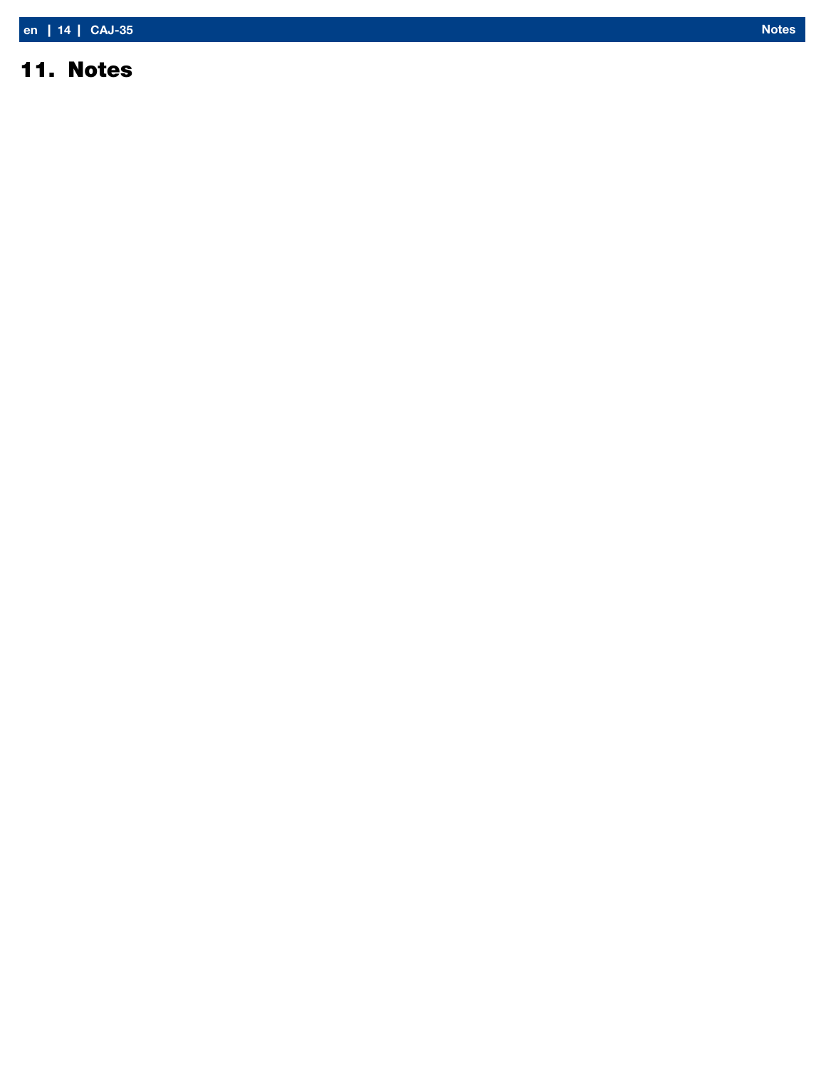# 11. Notes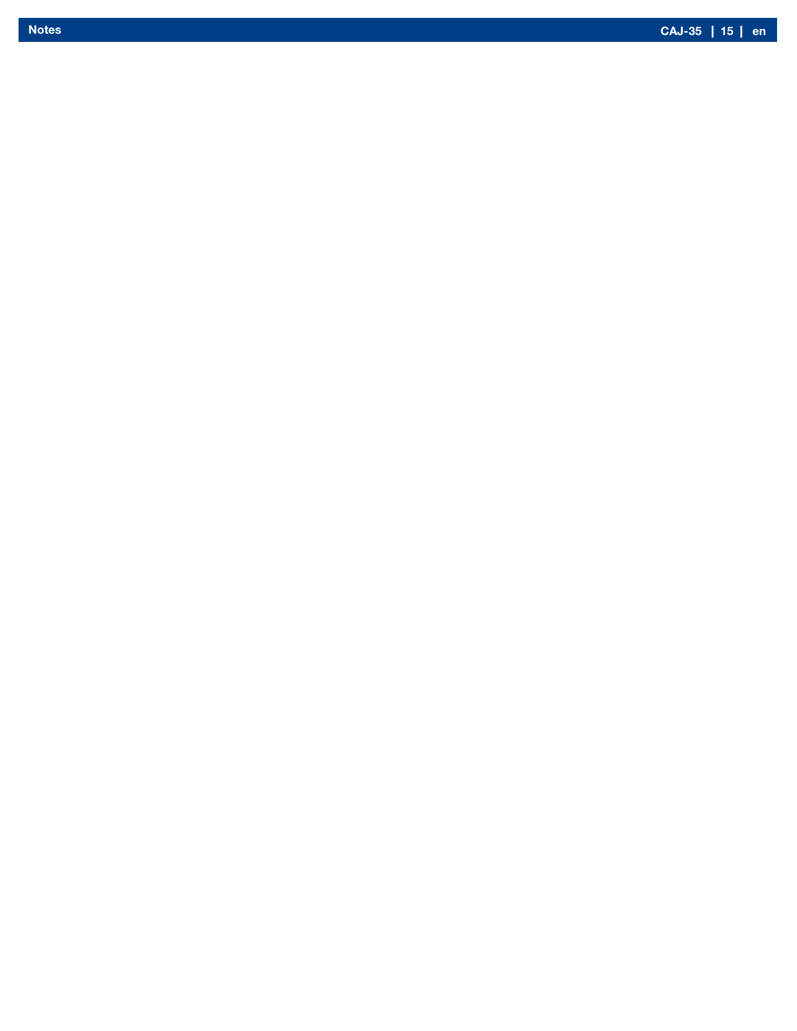# Notes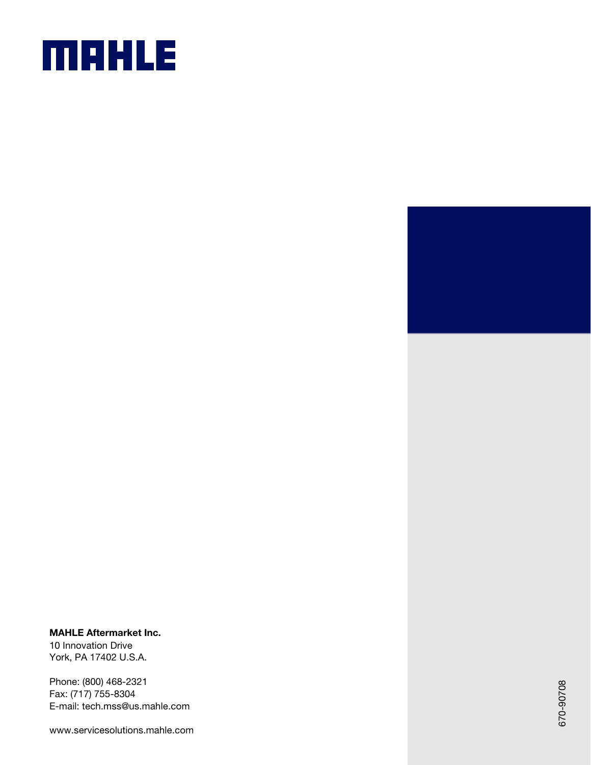MAHLE

**MAHLE Aftermarket Inc.**
10 Innovation Drive
York, PA 17402 U.S.A.

Phone: (800) 468-2321
Fax: (717) 755-8304
E-mail: tech.mss@us.mahle.com

www.servicesolutions.mahle.com

670-90708